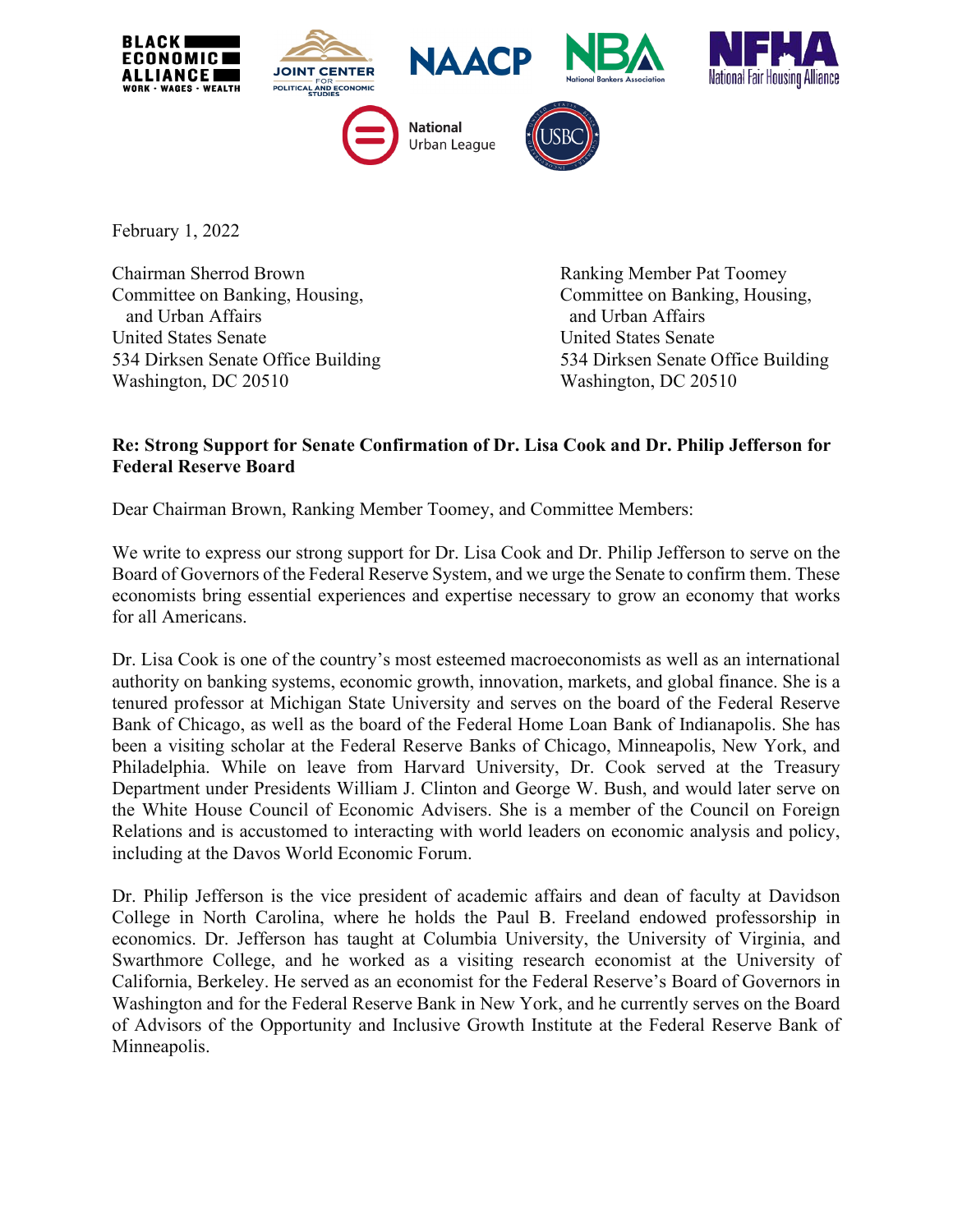February 1, 2022

Chairman Sherrod Brown
Committee on Banking, Housing, and Urban Affairs
United States Senate
534 Dirksen Senate Office Building
Washington, DC 20510

Ranking Member Pat Toomey
Committee on Banking, Housing, and Urban Affairs
United States Senate
534 Dirksen Senate Office Building
Washington, DC 20510

**Re: Strong Support for Senate Confirmation of Dr. Lisa Cook and Dr. Philip Jefferson for Federal Reserve Board**

Dear Chairman Brown, Ranking Member Toomey, and Committee Members:

We write to express our strong support for Dr. Lisa Cook and Dr. Philip Jefferson to serve on the Board of Governors of the Federal Reserve System, and we urge the Senate to confirm them. These economists bring essential experiences and expertise necessary to grow an economy that works for all Americans.

Dr. Lisa Cook is one of the country's most esteemed macroeconomists as well as an international authority on banking systems, economic growth, innovation, markets, and global finance. She is a tenured professor at Michigan State University and serves on the board of the Federal Reserve Bank of Chicago, as well as the board of the Federal Home Loan Bank of Indianapolis. She has been a visiting scholar at the Federal Reserve Banks of Chicago, Minneapolis, New York, and Philadelphia. While on leave from Harvard University, Dr. Cook served at the Treasury Department under Presidents William J. Clinton and George W. Bush, and would later serve on the White House Council of Economic Advisers. She is a member of the Council on Foreign Relations and is accustomed to interacting with world leaders on economic analysis and policy, including at the Davos World Economic Forum.

Dr. Philip Jefferson is the vice president of academic affairs and dean of faculty at Davidson College in North Carolina, where he holds the Paul B. Freeland endowed professorship in economics. Dr. Jefferson has taught at Columbia University, the University of Virginia, and Swarthmore College, and he worked as a visiting research economist at the University of California, Berkeley. He served as an economist for the Federal Reserve's Board of Governors in Washington and for the Federal Reserve Bank in New York, and he currently serves on the Board of Advisors of the Opportunity and Inclusive Growth Institute at the Federal Reserve Bank of Minneapolis.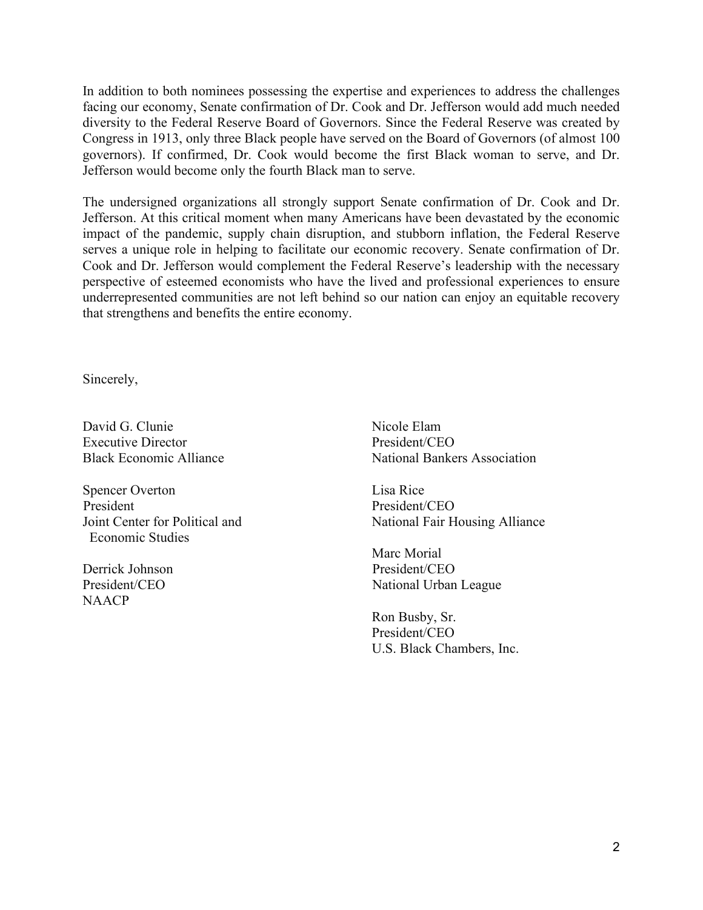In addition to both nominees possessing the expertise and experiences to address the challenges facing our economy, Senate confirmation of Dr. Cook and Dr. Jefferson would add much needed diversity to the Federal Reserve Board of Governors. Since the Federal Reserve was created by Congress in 1913, only three Black people have served on the Board of Governors (of almost 100 governors). If confirmed, Dr. Cook would become the first Black woman to serve, and Dr. Jefferson would become only the fourth Black man to serve.

The undersigned organizations all strongly support Senate confirmation of Dr. Cook and Dr. Jefferson. At this critical moment when many Americans have been devastated by the economic impact of the pandemic, supply chain disruption, and stubborn inflation, the Federal Reserve serves a unique role in helping to facilitate our economic recovery. Senate confirmation of Dr. Cook and Dr. Jefferson would complement the Federal Reserve's leadership with the necessary perspective of esteemed economists who have the lived and professional experiences to ensure underrepresented communities are not left behind so our nation can enjoy an equitable recovery that strengthens and benefits the entire economy.

Sincerely,

David G. Clunie  
Executive Director  
Black Economic Alliance

Spencer Overton  
President  
Joint Center for Political and Economic Studies

Derrick Johnson  
President/CEO  
NAACP

Nicole Elam  
President/CEO  
National Bankers Association

Lisa Rice  
President/CEO  
National Fair Housing Alliance

Marc Morial  
President/CEO  
National Urban League

Ron Busby, Sr.  
President/CEO  
U.S. Black Chambers, Inc.